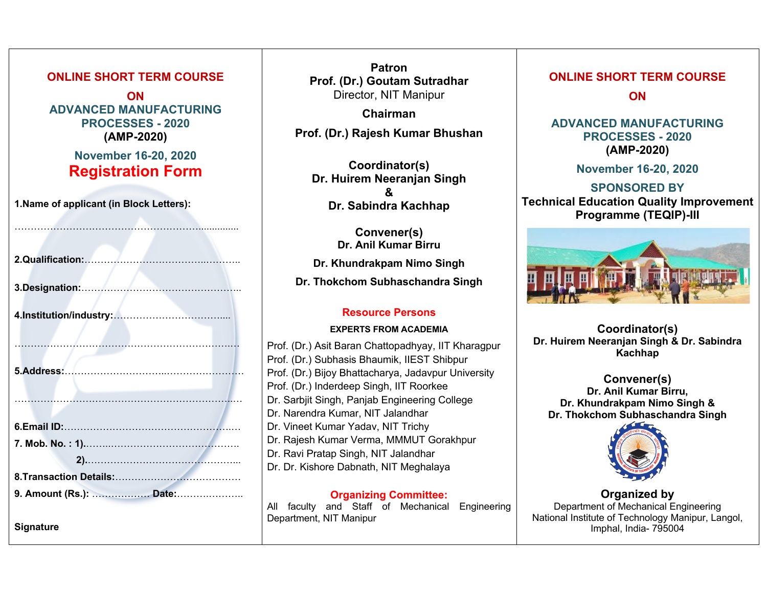## ONLINE SHORT TERM COURSE

## ON

## ADVANCED MANUFACTURING PROCESSES - 2020

**(AMP-2020)**

**November 16-20, 2020**

# Registration Form

**1.Name of applicant (in Block Letters):**

………………………………………………………….............

**2.Qualification:**…………………………………..………..

**3.Designation:**…………………………………………..

**4.Institution/industry:**……………………………....

…………………………………………………………….

**5.Address:**………………………..……………………

……………………………………………………………

**6.Email ID:**……………………………………………..…

**7. Mob. No. : 1).**……..……………………………….

**2).**……………………………………………..

**8.Transaction Details:**……………………………………

**9. Amount (Rs.):** ……………… **Date:**………..………..

**Signature**

**Patron**
**Prof. (Dr.) Goutam Sutradhar**
Director, NIT Manipur

**Chairman**

**Prof. (Dr.) Rajesh Kumar Bhushan**

**Coordinator(s)**
**Dr. Huirem Neeranjan Singh**
**&**
**Dr. Sabindra Kachhap**

**Convener(s)**
**Dr. Anil Kumar Birru**

**Dr. Khundrakpam Nimo Singh**

**Dr. Thokchom Subhaschandra Singh**

### Resource Persons

**EXPERTS FROM ACADEMIA**

Prof. (Dr.) Asit Baran Chattopadhyay, IIT Kharagpur
Prof. (Dr.) Subhasis Bhaumik, IIEST Shibpur
Prof. (Dr.) Bijoy Bhattacharya, Jadavpur University
Prof. (Dr.) Inderdeep Singh, IIT Roorkee
Dr. Sarbjit Singh, Panjab Engineering College
Dr. Narendra Kumar, NIT Jalandhar
Dr. Vineet Kumar Yadav, NIT Trichy
Dr. Rajesh Kumar Verma, MMMUT Gorakhpur
Dr. Ravi Pratap Singh, NIT Jalandhar
Dr. Dr. Kishore Dabnath, NIT Meghalaya

### Organizing Committee:

All faculty and Staff of Mechanical Engineering Department, NIT Manipur

## ONLINE SHORT TERM COURSE

## ON

## ADVANCED MANUFACTURING PROCESSES - 2020

**(AMP-2020)**

**November 16-20, 2020**

**SPONSORED BY**
**Technical Education Quality Improvement Programme (TEQIP)-III**

**Coordinator(s)**
**Dr. Huirem Neeranjan Singh & Dr. Sabindra Kachhap**

**Convener(s)**
**Dr. Anil Kumar Birru,**
**Dr. Khundrakpam Nimo Singh &**
**Dr. Thokchom Subhaschandra Singh**

**Organized by**
Department of Mechanical Engineering
National Institute of Technology Manipur, Langol, Imphal, India- 795004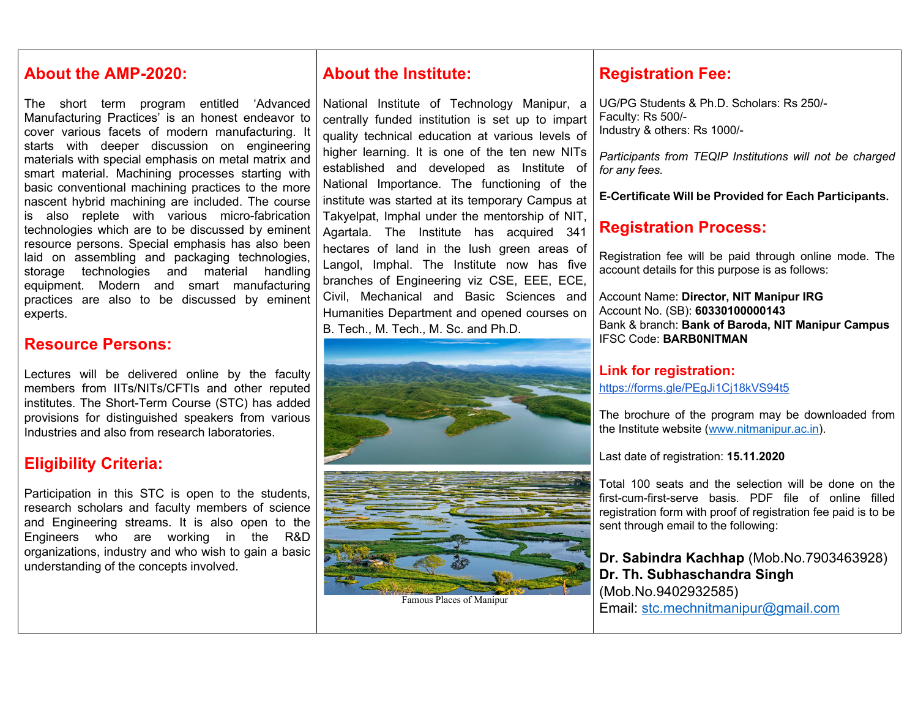## About the AMP-2020:

The short term program entitled 'Advanced Manufacturing Practices' is an honest endeavor to cover various facets of modern manufacturing. It starts with deeper discussion on engineering materials with special emphasis on metal matrix and smart material. Machining processes starting with basic conventional machining practices to the more nascent hybrid machining are included. The course is also replete with various micro-fabrication technologies which are to be discussed by eminent resource persons. Special emphasis has also been laid on assembling and packaging technologies, storage technologies and material handling equipment. Modern and smart manufacturing practices are also to be discussed by eminent experts.

## Resource Persons:

Lectures will be delivered online by the faculty members from IITs/NITs/CFTIs and other reputed institutes. The Short-Term Course (STC) has added provisions for distinguished speakers from various Industries and also from research laboratories.

## Eligibility Criteria:

Participation in this STC is open to the students, research scholars and faculty members of science and Engineering streams. It is also open to the Engineers who are working in the R&D organizations, industry and who wish to gain a basic understanding of the concepts involved.

## About the Institute:

National Institute of Technology Manipur, a centrally funded institution is set up to impart quality technical education at various levels of higher learning. It is one of the ten new NITs established and developed as Institute of National Importance. The functioning of the institute was started at its temporary Campus at Takyelpat, Imphal under the mentorship of NIT, Agartala. The Institute has acquired 341 hectares of land in the lush green areas of Langol, Imphal. The Institute now has five branches of Engineering viz CSE, EEE, ECE, Civil, Mechanical and Basic Sciences and Humanities Department and opened courses on B. Tech., M. Tech., M. Sc. and Ph.D.

Famous Places of Manipur

## Registration Fee:

UG/PG Students & Ph.D. Scholars: Rs 250/-
Faculty: Rs 500/-
Industry & others: Rs 1000/-

*Participants from TEQIP Institutions will not be charged for any fees.*

**E-Certificate Will be Provided for Each Participants.**

## Registration Process:

Registration fee will be paid through online mode. The account details for this purpose is as follows:

Account Name: **Director, NIT Manipur IRG**
Account No. (SB): **60330100000143**
Bank & branch: **Bank of Baroda, NIT Manipur Campus**
IFSC Code: **BARB0NITMAN**

### Link for registration:

https://forms.gle/PEgJi1Cj18kVS94t5

The brochure of the program may be downloaded from the Institute website (www.nitmanipur.ac.in).

Last date of registration: **15.11.2020**

Total 100 seats and the selection will be done on the first-cum-first-serve basis. PDF file of online filled registration form with proof of registration fee paid is to be sent through email to the following:

**Dr. Sabindra Kachhap** (Mob.No.7903463928)
**Dr. Th. Subhaschandra Singh** (Mob.No.9402932585)
Email: stc.mechnitmanipur@gmail.com